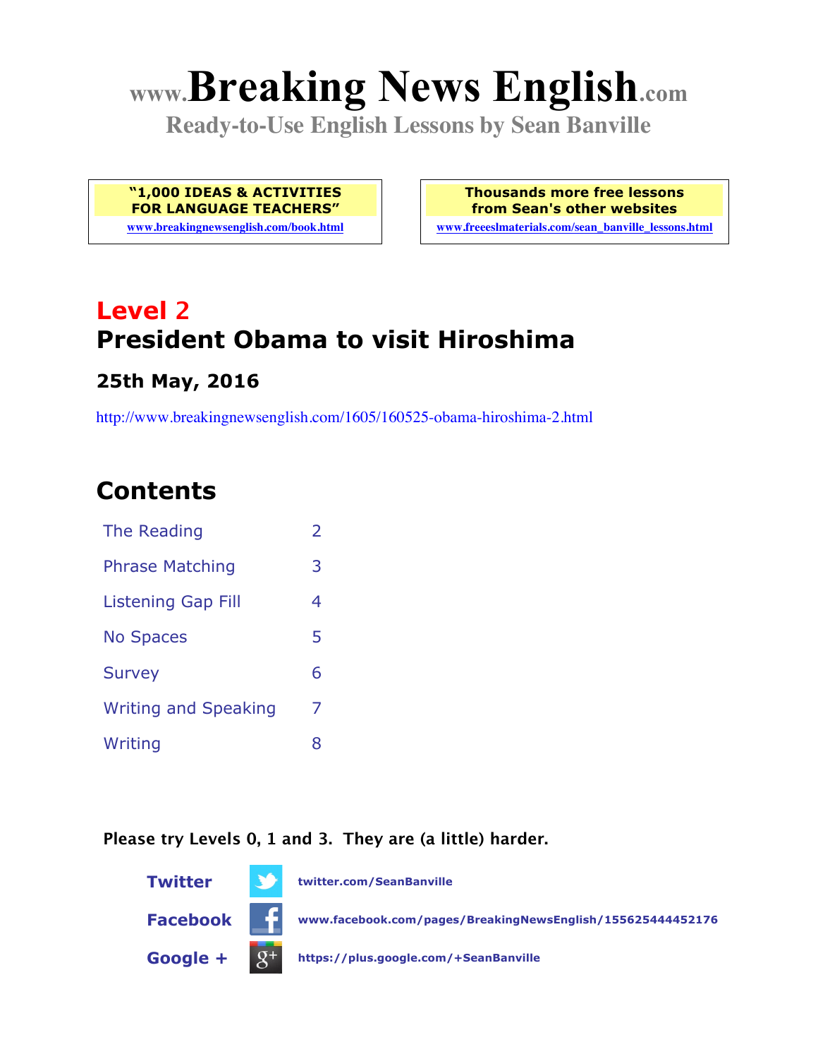# www.Breaking News English.com

**Ready-to-Use English Lessons by Sean Banville**

**"1,000 IDEAS & ACTIVITIES FOR LANGUAGE TEACHERS"**
www.breakingnewsenglish.com/book.html

**Thousands more free lessons from Sean's other websites**
www.freeeslmaterials.com/sean_banville_lessons.html

## Level 2

## President Obama to visit Hiroshima

### 25th May, 2016

http://www.breakingnewsenglish.com/1605/160525-obama-hiroshima-2.html

## Contents

| | |
|---|---|
| The Reading | 2 |
| Phrase Matching | 3 |
| Listening Gap Fill | 4 |
| No Spaces | 5 |
| Survey | 6 |
| Writing and Speaking | 7 |
| Writing | 8 |

**Please try Levels 0, 1 and 3. They are (a little) harder.**

**Twitter** twitter.com/SeanBanville

**Facebook** www.facebook.com/pages/BreakingNewsEnglish/155625444452176

**Google +** https://plus.google.com/+SeanBanville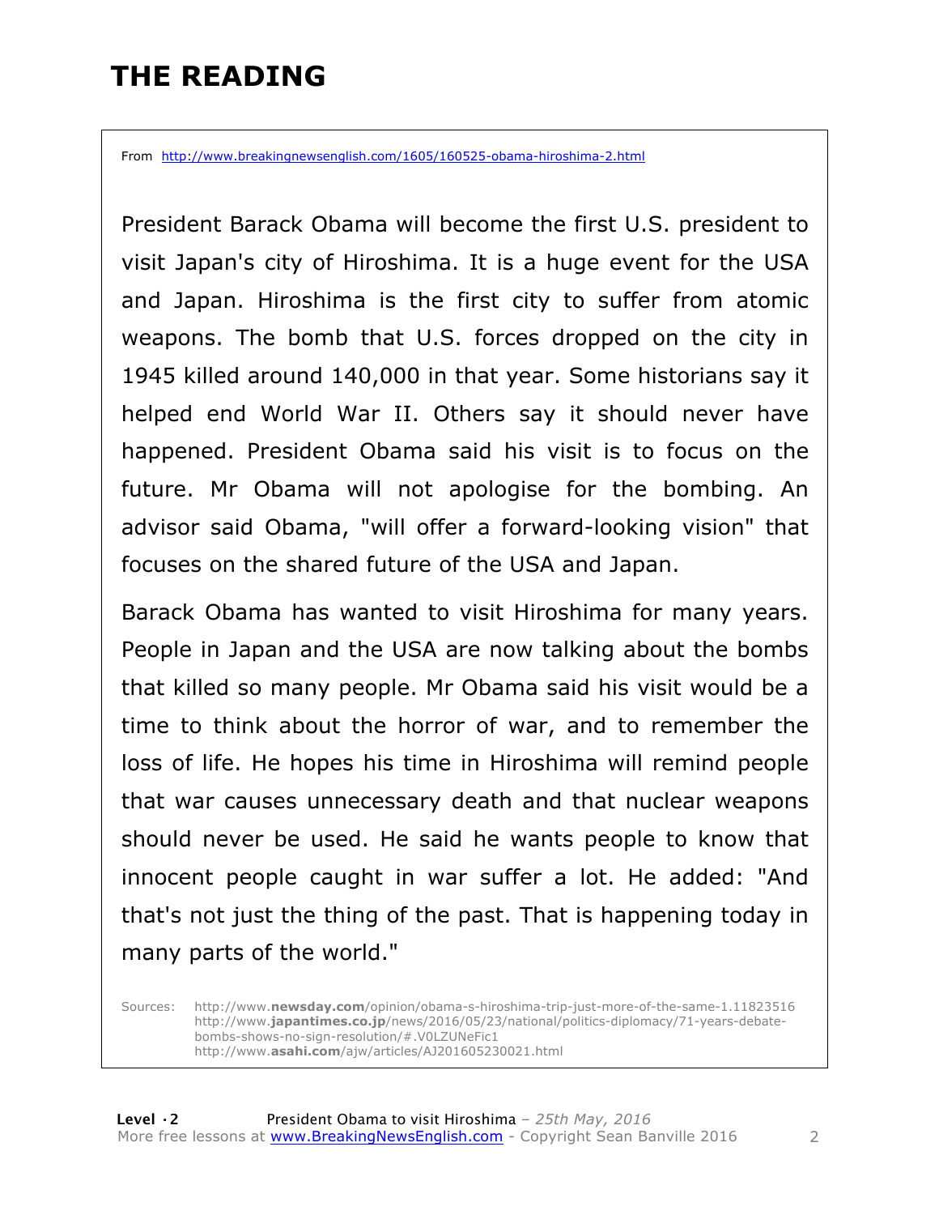# THE READING

From http://www.breakingnewsenglish.com/1605/160525-obama-hiroshima-2.html

President Barack Obama will become the first U.S. president to visit Japan's city of Hiroshima. It is a huge event for the USA and Japan. Hiroshima is the first city to suffer from atomic weapons. The bomb that U.S. forces dropped on the city in 1945 killed around 140,000 in that year. Some historians say it helped end World War II. Others say it should never have happened. President Obama said his visit is to focus on the future. Mr Obama will not apologise for the bombing. An advisor said Obama, "will offer a forward-looking vision" that focuses on the shared future of the USA and Japan.

Barack Obama has wanted to visit Hiroshima for many years. People in Japan and the USA are now talking about the bombs that killed so many people. Mr Obama said his visit would be a time to think about the horror of war, and to remember the loss of life. He hopes his time in Hiroshima will remind people that war causes unnecessary death and that nuclear weapons should never be used. He said he wants people to know that innocent people caught in war suffer a lot. He added: "And that's not just the thing of the past. That is happening today in many parts of the world."

Sources:
http://www.**newsday.com**/opinion/obama-s-hiroshima-trip-just-more-of-the-same-1.11823516
http://www.**japantimes.co.jp**/news/2016/05/23/national/politics-diplomacy/71-years-debate-bombs-shows-no-sign-resolution/#.V0LZUNeFic1
http://www.**asahi.com**/ajw/articles/AJ201605230021.html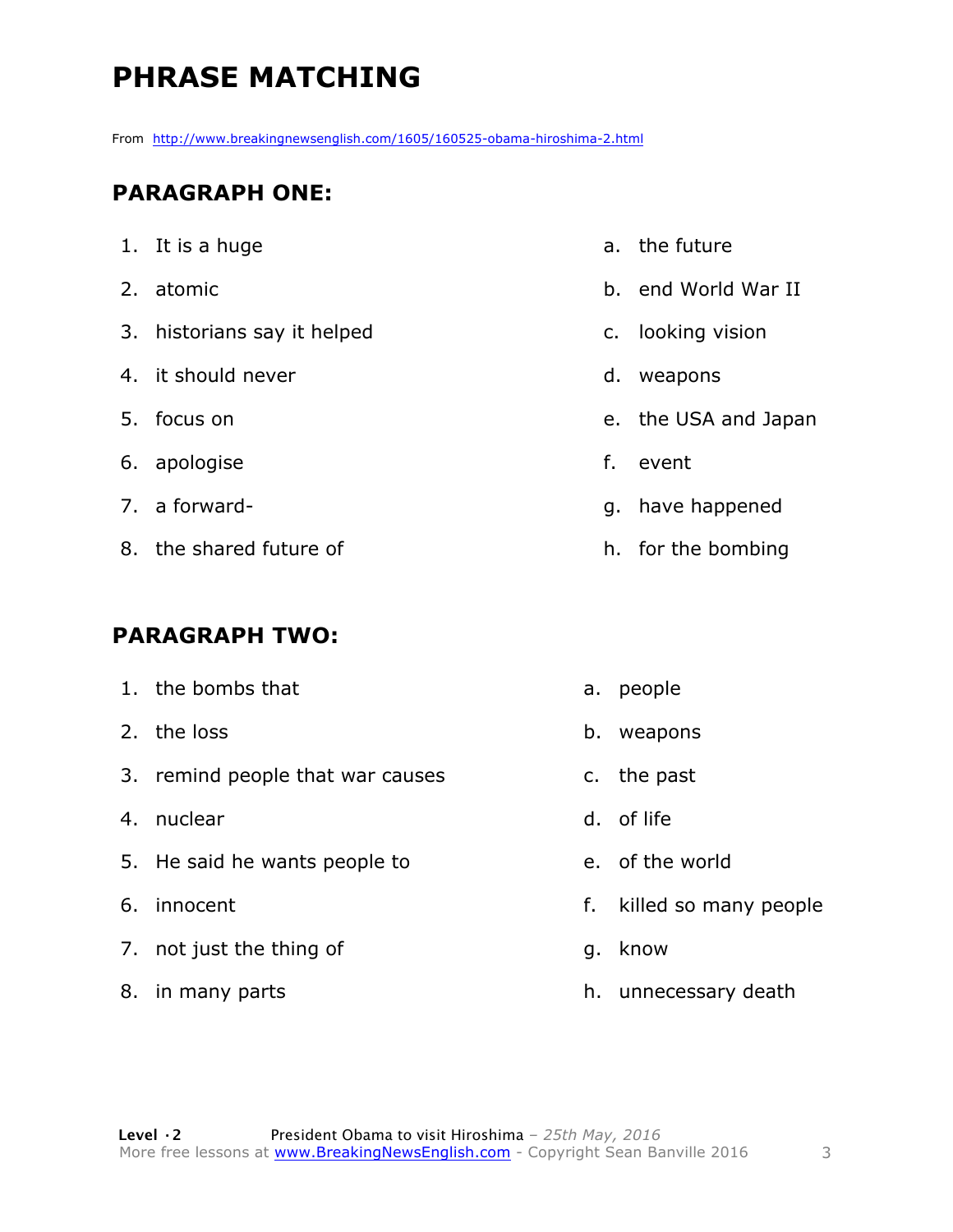# PHRASE MATCHING

From http://www.breakingnewsenglish.com/1605/160525-obama-hiroshima-2.html

## PARAGRAPH ONE:

| | | | |
|---|---|---|---|
| 1. | It is a huge | a. | the future |
| 2. | atomic | b. | end World War II |
| 3. | historians say it helped | c. | looking vision |
| 4. | it should never | d. | weapons |
| 5. | focus on | e. | the USA and Japan |
| 6. | apologise | f. | event |
| 7. | a forward- | g. | have happened |
| 8. | the shared future of | h. | for the bombing |

## PARAGRAPH TWO:

| | | | |
|---|---|---|---|
| 1. | the bombs that | a. | people |
| 2. | the loss | b. | weapons |
| 3. | remind people that war causes | c. | the past |
| 4. | nuclear | d. | of life |
| 5. | He said he wants people to | e. | of the world |
| 6. | innocent | f. | killed so many people |
| 7. | not just the thing of | g. | know |
| 8. | in many parts | h. | unnecessary death |

Level ·2 President Obama to visit Hiroshima – *25th May, 2016*
More free lessons at www.BreakingNewsEnglish.com - Copyright Sean Banville 2016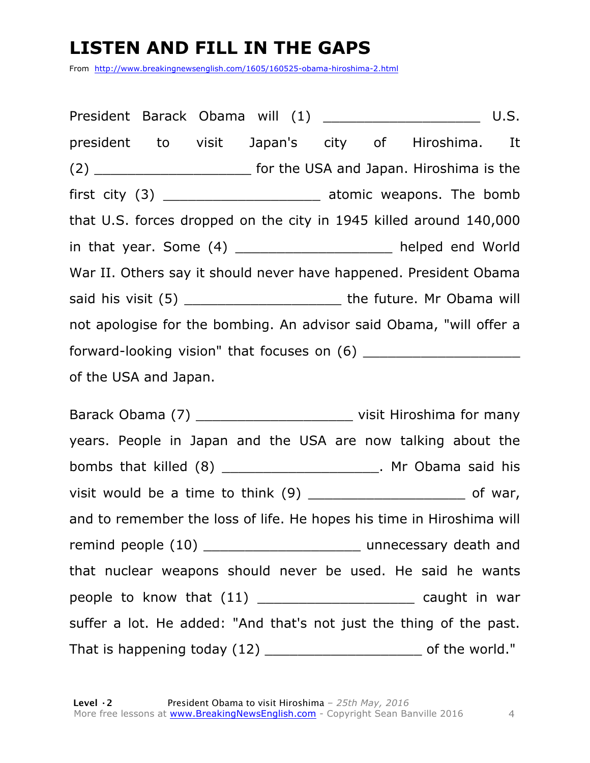# LISTEN AND FILL IN THE GAPS

From http://www.breakingnewsenglish.com/1605/160525-obama-hiroshima-2.html

President Barack Obama will (1) ___________________ U.S. president to visit Japan's city of Hiroshima. It (2) ___________________ for the USA and Japan. Hiroshima is the first city (3) ___________________ atomic weapons. The bomb that U.S. forces dropped on the city in 1945 killed around 140,000 in that year. Some (4) ___________________ helped end World War II. Others say it should never have happened. President Obama said his visit (5) ___________________ the future. Mr Obama will not apologise for the bombing. An advisor said Obama, "will offer a forward-looking vision" that focuses on (6) ___________________ of the USA and Japan.

Barack Obama (7) ___________________ visit Hiroshima for many years. People in Japan and the USA are now talking about the bombs that killed (8) ___________________. Mr Obama said his visit would be a time to think (9) ___________________ of war, and to remember the loss of life. He hopes his time in Hiroshima will remind people (10) ___________________ unnecessary death and that nuclear weapons should never be used. He said he wants people to know that (11) ___________________ caught in war suffer a lot. He added: "And that's not just the thing of the past. That is happening today (12) ___________________ of the world."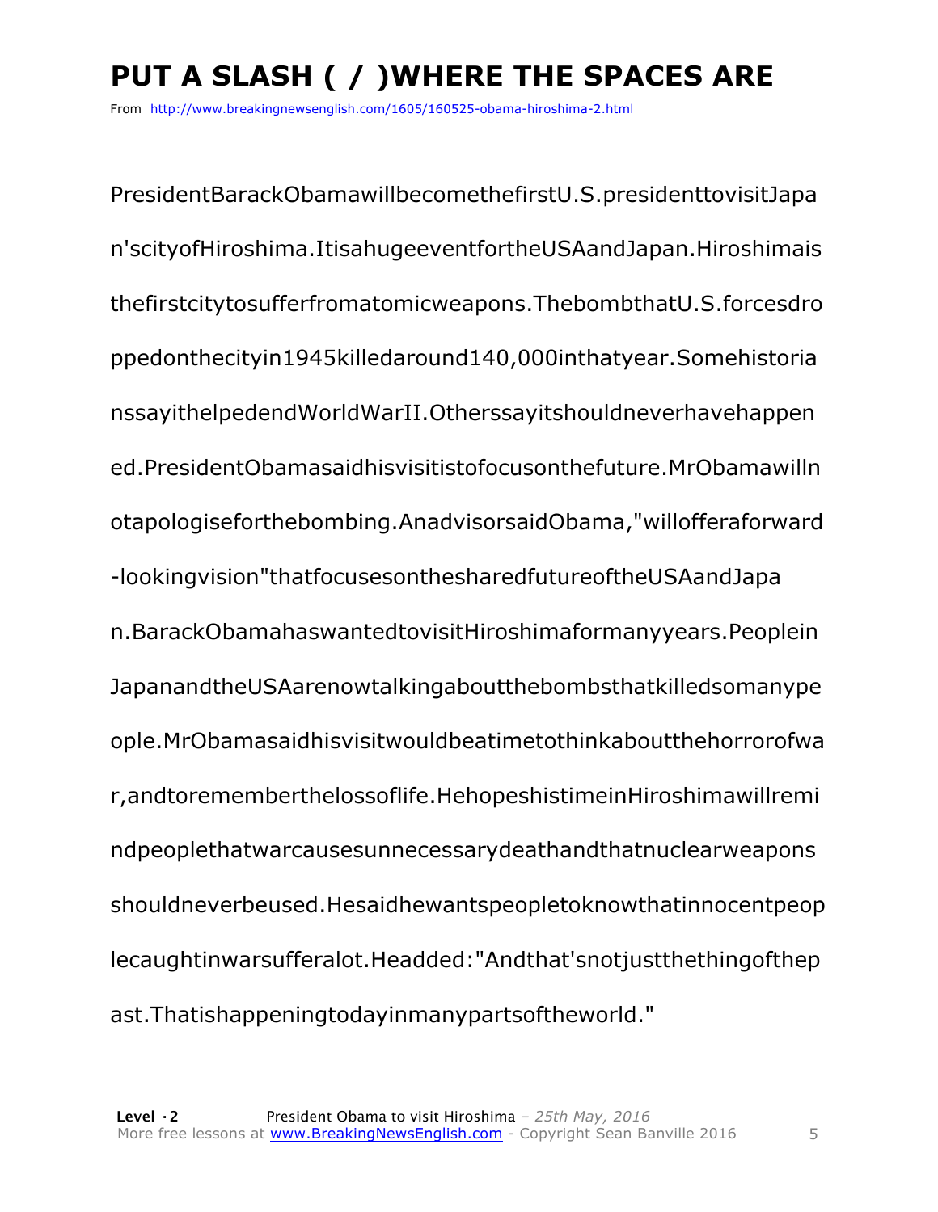# PUT A SLASH ( / )WHERE THE SPACES ARE

From http://www.breakingnewsenglish.com/1605/160525-obama-hiroshima-2.html

PresidentBarackObamawillbecomethefirstU.S.presidenttovisitJapa
n'scityofHiroshima.ItisahugeeventfortheUSAandJapan.Hiroshimais
thefirstcitytosufferfromatomicweapons.ThebombthatU.S.forcesdro
ppedonthecityin1945killedaround140,000inthatyear.Somehistoria
nssayithelpedendWorldWarII.Otherssayitshouldneverhavehappen
ed.PresidentObamasaidhisvisitistofocusonthefuture.MrObamawilln
otapologiseforthebombing.AnadvisorsaidObama,"willofferaforward
-lookingvision"thatfocusesonthesharedfutureoftheUSAandJapa
n.BarackObamahaswantedtovisitHiroshimaformanyyears.Peoplein
JapanandtheUSAarenowtalkingaboutthebombsthatkilledsomanype
ople.MrObamasaidhisvisitwouldbeatimetothinkaboutthehorrorofwa
r,andtorememberthelossoflife.HehopeshistimeinHiroshimawillremi
ndpeoplethatwarcausesunnecessarydeathandthatnuclearweapons
shouldneverbeused.Hesaidhewantspeopletoknowthatinnocentpeop
lecaughtinwarsufferalot.Headded:"Andthat'snotjustthethingofthep
ast.Thatishappeningtodayinmanypartsoftheworld."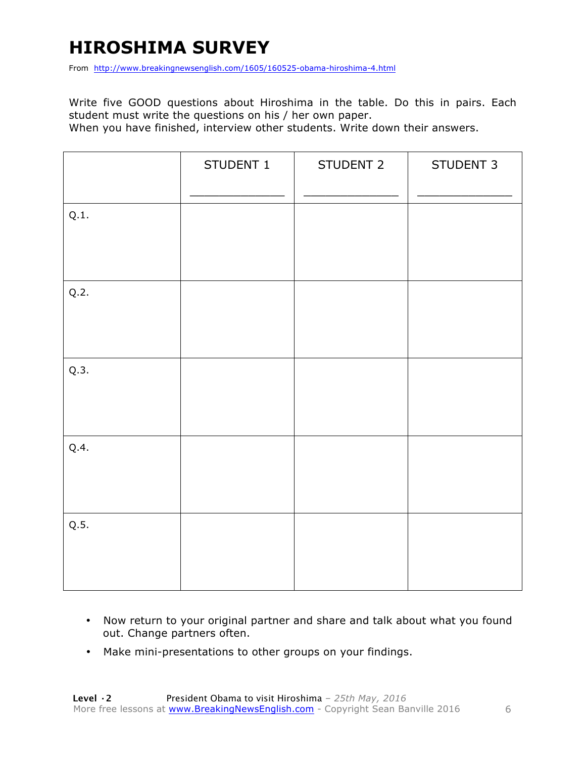# HIROSHIMA SURVEY

From http://www.breakingnewsenglish.com/1605/160525-obama-hiroshima-4.html

Write five GOOD questions about Hiroshima in the table. Do this in pairs. Each student must write the questions on his / her own paper.
When you have finished, interview other students. Write down their answers.

| | STUDENT 1<br>_____________ | STUDENT 2<br>_____________ | STUDENT 3<br>_____________ |
|---|---|---|---|
| Q.1. | | | |
| Q.2. | | | |
| Q.3. | | | |
| Q.4. | | | |
| Q.5. | | | |

- Now return to your original partner and share and talk about what you found out. Change partners often.
- Make mini-presentations to other groups on your findings.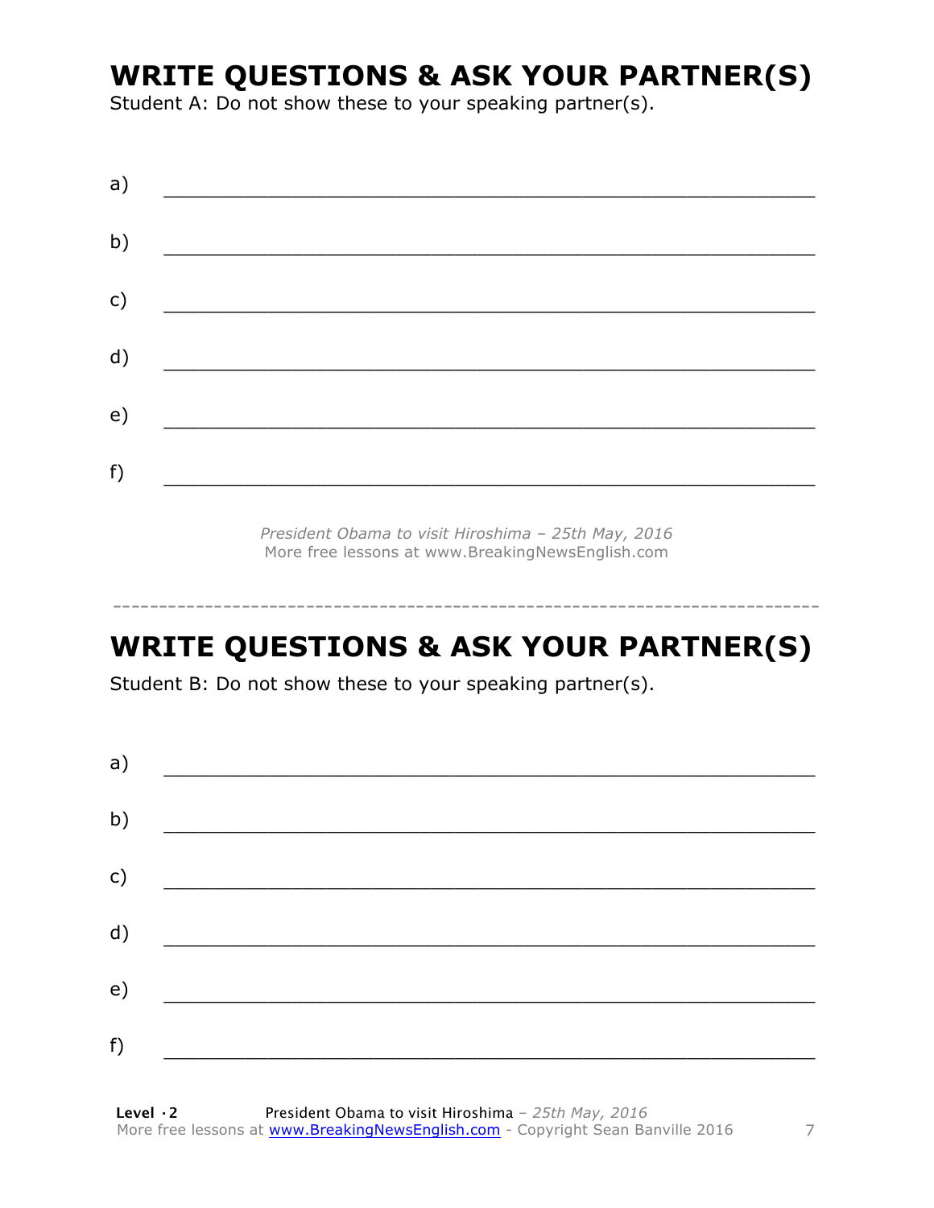## WRITE QUESTIONS & ASK YOUR PARTNER(S)

Student A: Do not show these to your speaking partner(s).

a) ___________________________________________________________

b) ___________________________________________________________

c) ___________________________________________________________

d) ___________________________________________________________

e) ___________________________________________________________

f) ___________________________________________________________

*President Obama to visit Hiroshima – 25th May, 2016*
More free lessons at www.BreakingNewsEnglish.com

---

## WRITE QUESTIONS & ASK YOUR PARTNER(S)

Student B: Do not show these to your speaking partner(s).

a) ___________________________________________________________

b) ___________________________________________________________

c) ___________________________________________________________

d) ___________________________________________________________

e) ___________________________________________________________

f) ___________________________________________________________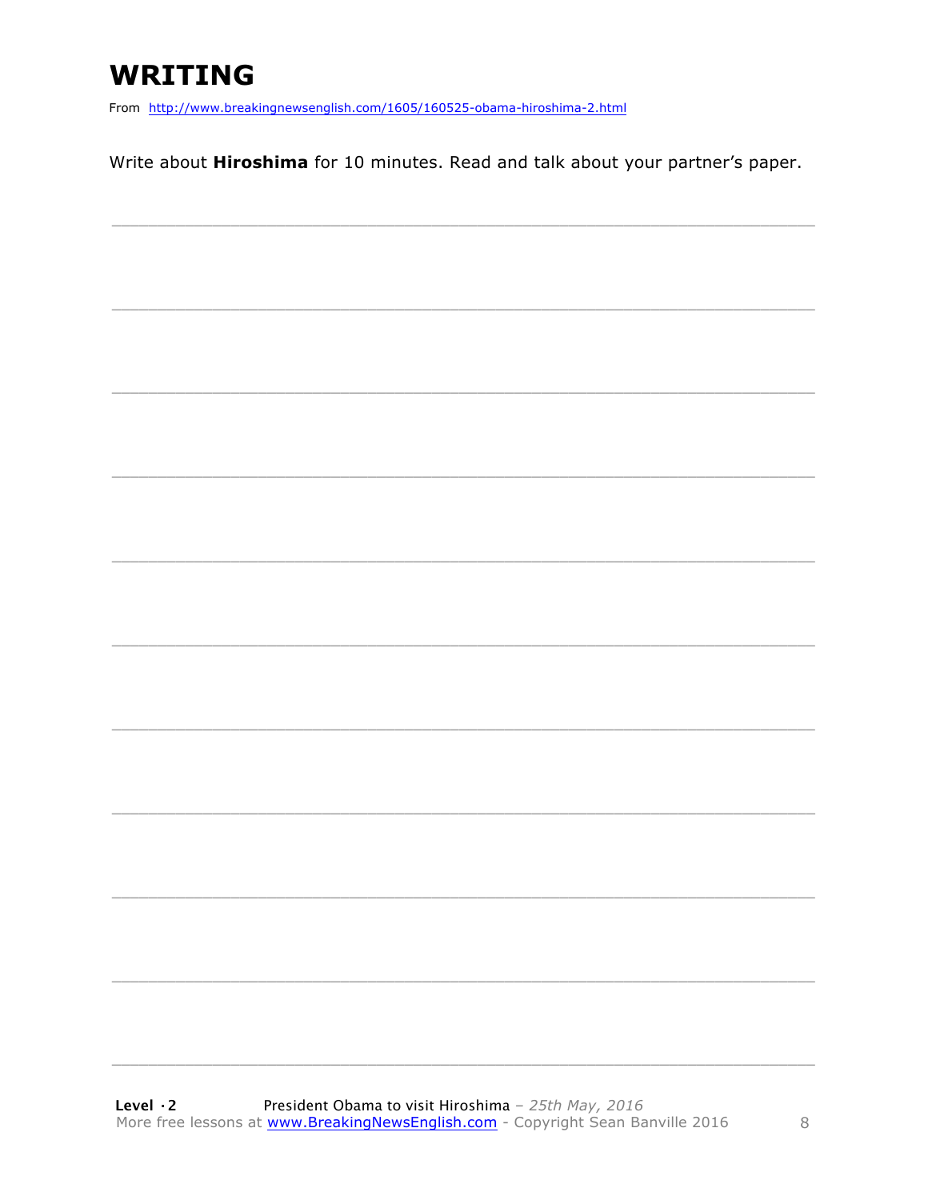# WRITING

From http://www.breakingnewsenglish.com/1605/160525-obama-hiroshima-2.html

Write about **Hiroshima** for 10 minutes. Read and talk about your partner's paper.